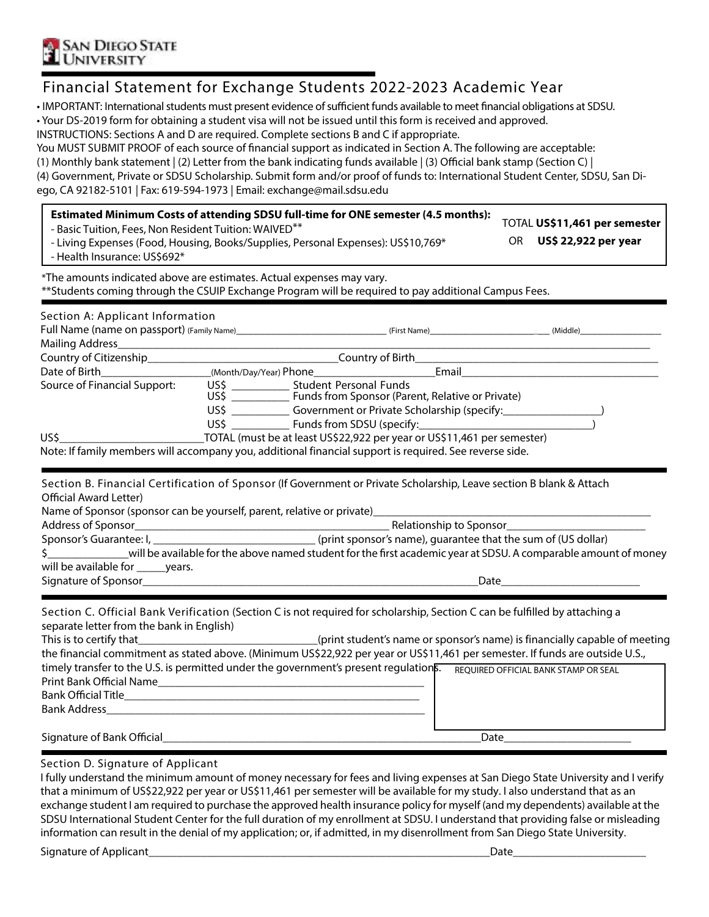San Diego State University

# Financial Statement for Exchange Students 2022-2023 Academic Year

- IMPORTANT: International students must present evidence of sufficient funds available to meet financial obligations at SDSU.
- Your DS-2019 form for obtaining a student visa will not be issued until this form is received and approved.

INSTRUCTIONS: Sections A and D are required. Complete sections B and C if appropriate.

You MUST SUBMIT PROOF of each source of financial support as indicated in Section A. The following are acceptable:
(1) Monthly bank statement | (2) Letter from the bank indicating funds available | (3) Official bank stamp (Section C) |
(4) Government, Private or SDSU Scholarship. Submit form and/or proof of funds to: International Student Center, SDSU, San Diego, CA 92182-5101 | Fax: 619-594-1973 | Email: exchange@mail.sdsu.edu

**Estimated Minimum Costs of attending SDSU full-time for ONE semester (4.5 months):**
- Basic Tuition, Fees, Non Resident Tuition: WAIVED**
- Living Expenses (Food, Housing, Books/Supplies, Personal Expenses): US$10,769*
- Health Insurance: US$692*

TOTAL **US$11,461 per semester** OR **US$ 22,922 per year**

*The amounts indicated above are estimates. Actual expenses may vary.
**Students coming through the CSUIP Exchange Program will be required to pay additional Campus Fees.

## Section A: Applicant Information

Full Name (name on passport) (Family Name)______________________ (First Name)______________________ (Middle)________________

Mailing Address__________________________________________________________________________

Country of Citizenship______________________________ Country of Birth______________________________

Date of Birth__________________ (Month/Day/Year) Phone____________________ Email______________________________

Source of Financial Support:
US$ __________ Student Personal Funds
US$ __________ Funds from Sponsor (Parent, Relative or Private)
US$ __________ Government or Private Scholarship (specify:________________)
US$ __________ Funds from SDSU (specify:______________________________)

US$________________________ TOTAL (must be at least US$22,922 per year or US$11,461 per semester)

Note: If family members will accompany you, additional financial support is required. See reverse side.

## Section B. Financial Certification of Sponsor (If Government or Private Scholarship, Leave section B blank & Attach Official Award Letter)

Name of Sponsor (sponsor can be yourself, parent, relative or private)______________________________________________

Address of Sponsor______________________________________ Relationship to Sponsor________________________

Sponsor's Guarantee: I, ____________________________ (print sponsor's name), guarantee that the sum of (US dollar)
$______________ will be available for the above named student for the first academic year at SDSU. A comparable amount of money will be available for _____ years.

Signature of Sponsor____________________________________________________________ Date________________________

## Section C. Official Bank Verification (Section C is not required for scholarship, Section C can be fulfilled by attaching a separate letter from the bank in English)

This is to certify that______________________________ (print student's name or sponsor's name) is financially capable of meeting the financial commitment as stated above. (Minimum US$22,922 per year or US$11,461 per semester. If funds are outside U.S., timely transfer to the U.S. is permitted under the government's present regulations.

Print Bank Official Name____________________________________________

Bank Official Title____________________________________________

Bank Address____________________________________________

REQUIRED OFFICIAL BANK STAMP OR SEAL

Signature of Bank Official____________________________________________________________ Date______________________

## Section D. Signature of Applicant

I fully understand the minimum amount of money necessary for fees and living expenses at San Diego State University and I verify that a minimum of US$22,922 per year or US$11,461 per semester will be available for my study. I also understand that as an exchange student I am required to purchase the approved health insurance policy for myself (and my dependents) available at the SDSU International Student Center for the full duration of my enrollment at SDSU. I understand that providing false or misleading information can result in the denial of my application; or, if admitted, in my disenrollment from San Diego State University.

Signature of Applicant______________________________________________________________ Date________________________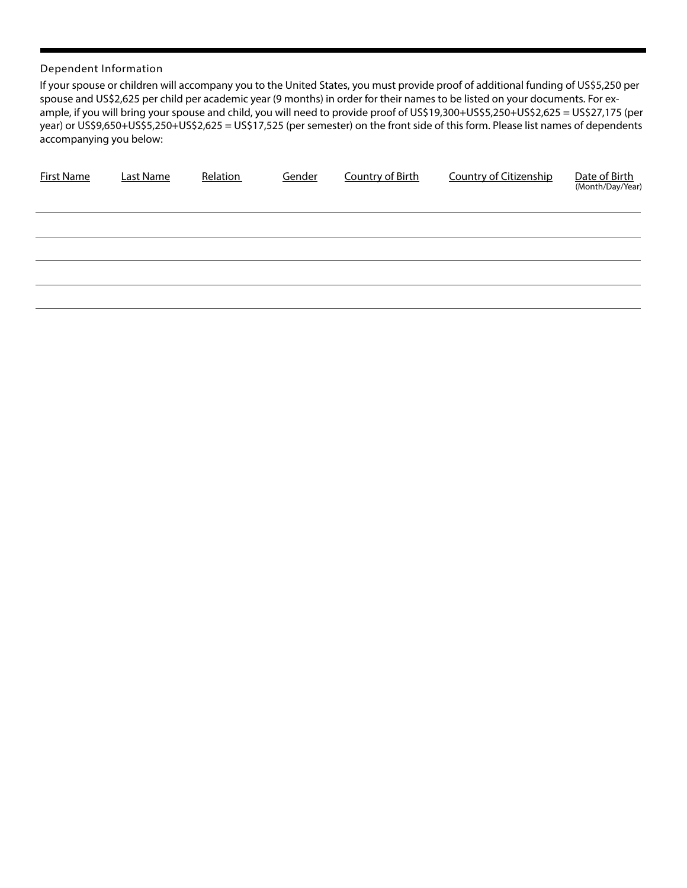## Dependent Information

If your spouse or children will accompany you to the United States, you must provide proof of additional funding of US$5,250 per spouse and US$2,625 per child per academic year (9 months) in order for their names to be listed on your documents. For example, if you will bring your spouse and child, you will need to provide proof of US$19,300+US$5,250+US$2,625 = US$27,175 (per year) or US$9,650+US$5,250+US$2,625 = US$17,525 (per semester) on the front side of this form. Please list names of dependents accompanying you below:

| First Name | Last Name | Relation | Gender | Country of Birth | Country of Citizenship | Date of Birth (Month/Day/Year) |
|---|---|---|---|---|---|---|
| | | | | | | |
| | | | | | | |
| | | | | | | |
| | | | | | | |